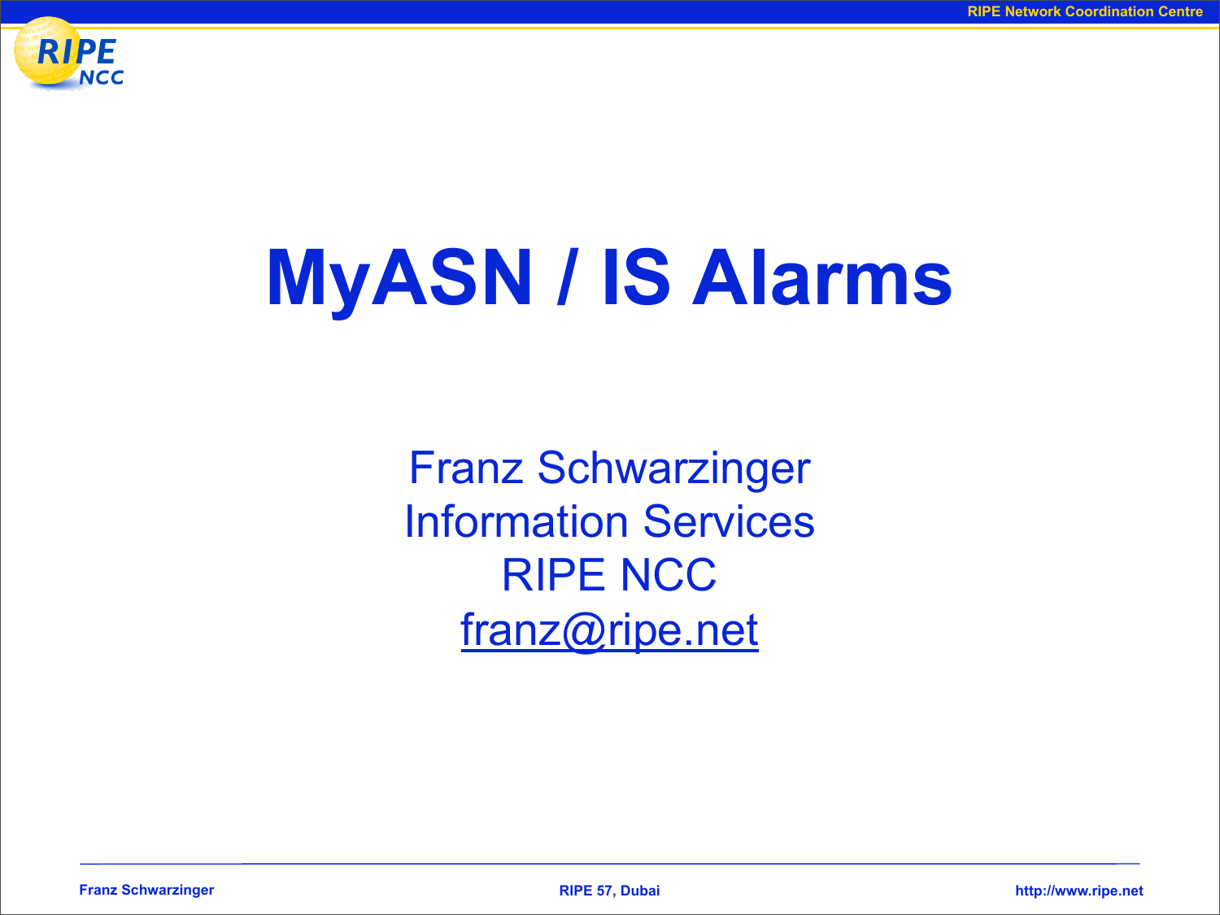# MyASN / IS Alarms

Franz Schwarzinger
Information Services
RIPE NCC
franz@ripe.net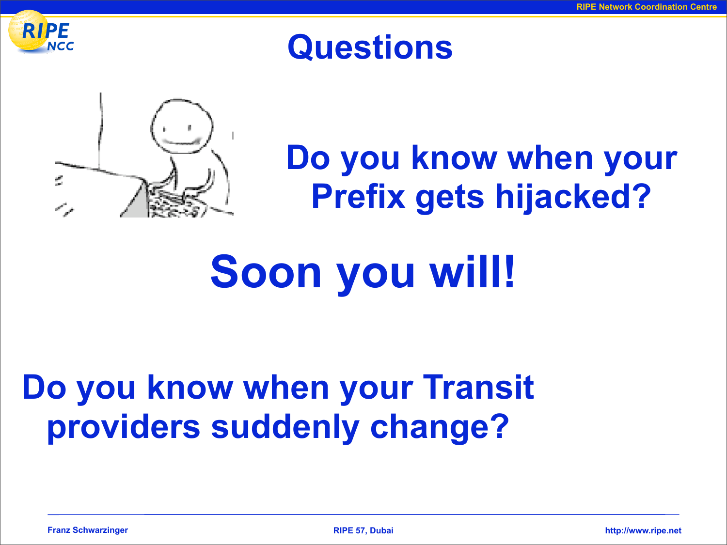# Questions

Do you know when your Prefix gets hijacked?

**Soon you will!**

Do you know when your Transit providers suddenly change?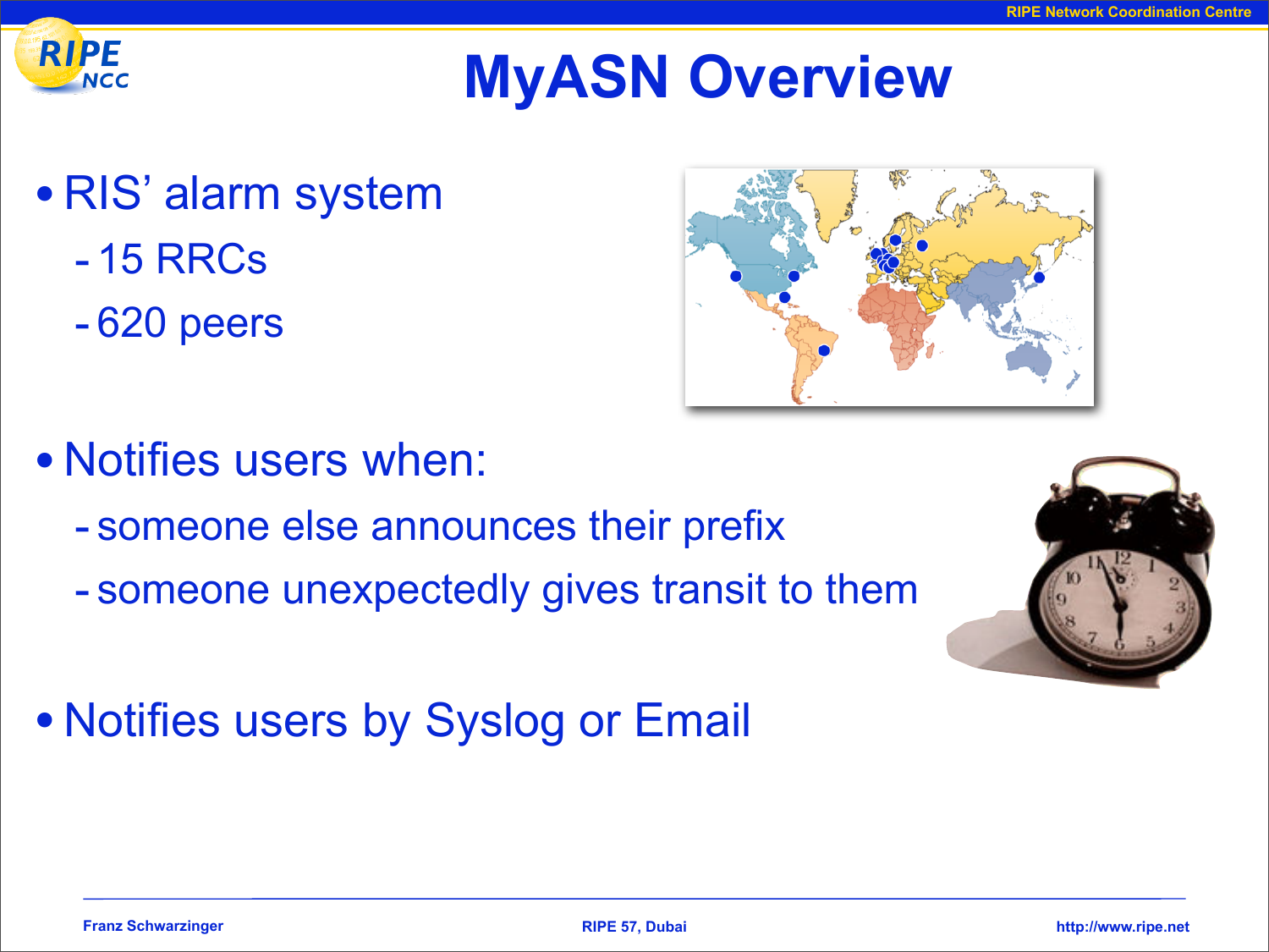# MyASN Overview

- RIS' alarm system
  - 15 RRCs
  - 620 peers
- Notifies users when:
  - someone else announces their prefix
  - someone unexpectedly gives transit to them
- Notifies users by Syslog or Email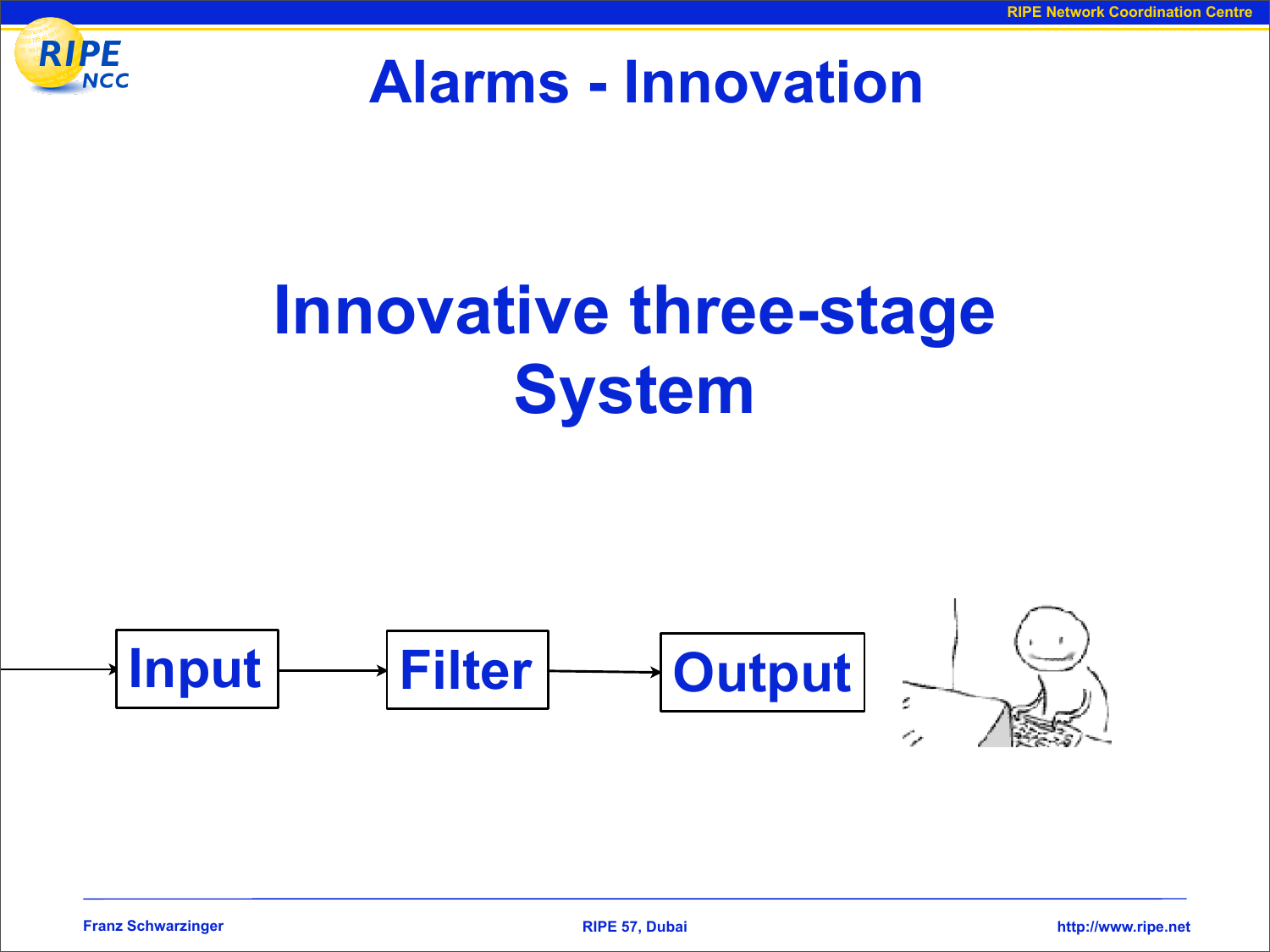# Alarms - Innovation

## Innovative three-stage System

Input → Filter → Output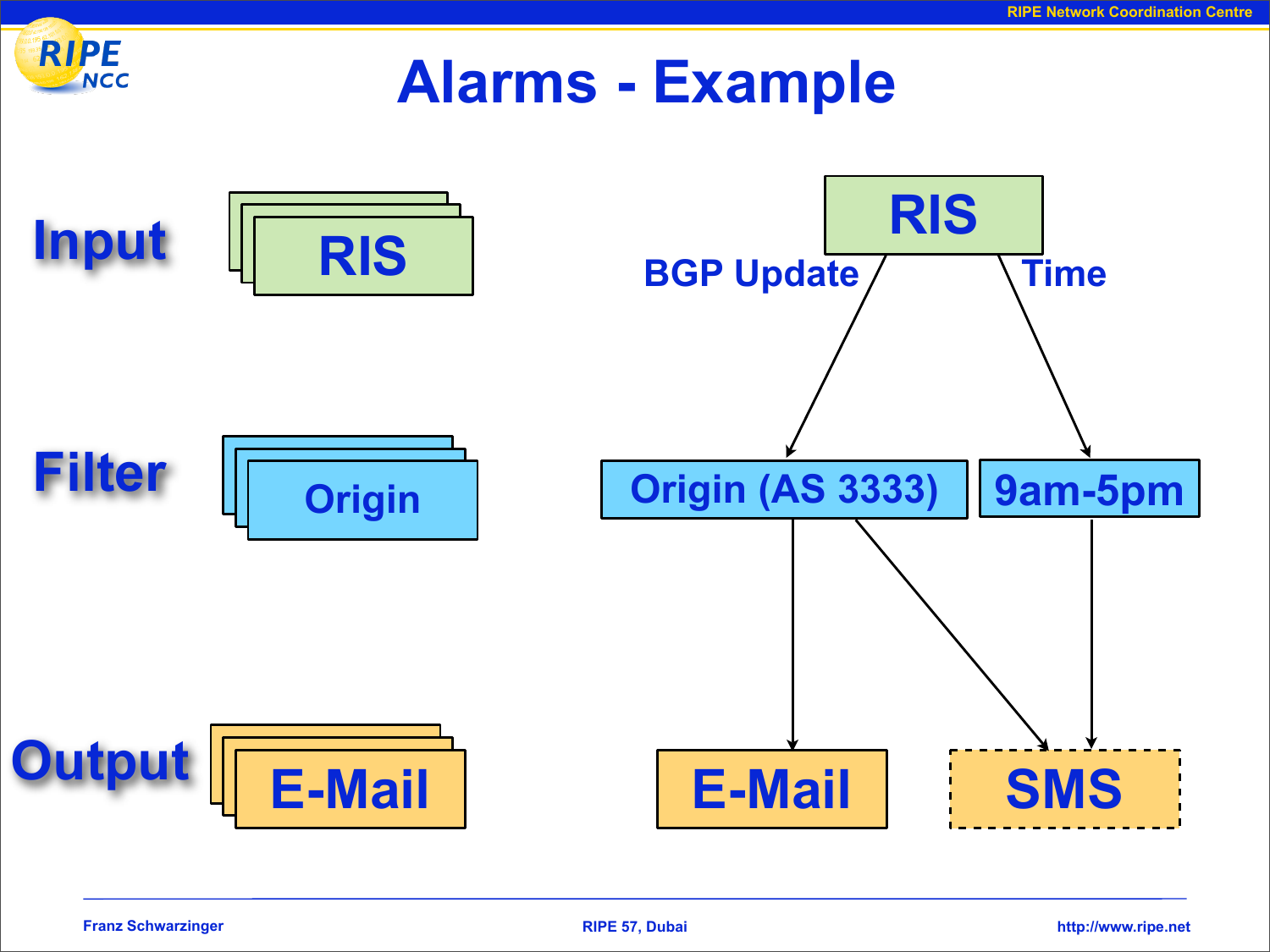# Alarms - Example

**Input**

- RIS

**Filter**

- Origin

**Output**

- E-Mail

RIS

BGP Update

Time

Origin (AS 3333)

9am-5pm

E-Mail

SMS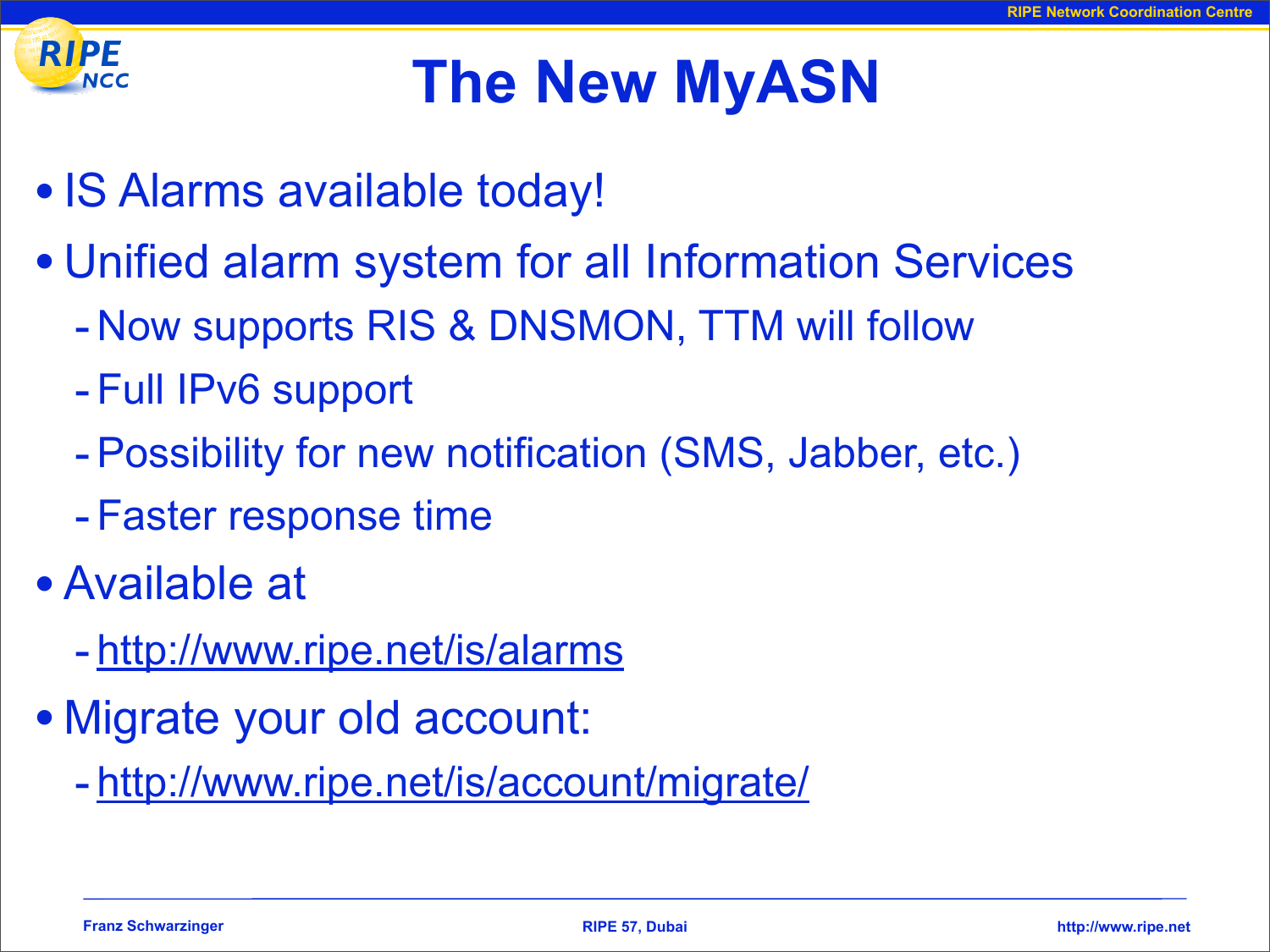# The New MyASN

- IS Alarms available today!
- Unified alarm system for all Information Services
  - Now supports RIS & DNSMON, TTM will follow
  - Full IPv6 support
  - Possibility for new notification (SMS, Jabber, etc.)
  - Faster response time
- Available at
  - http://www.ripe.net/is/alarms
- Migrate your old account:
  - http://www.ripe.net/is/account/migrate/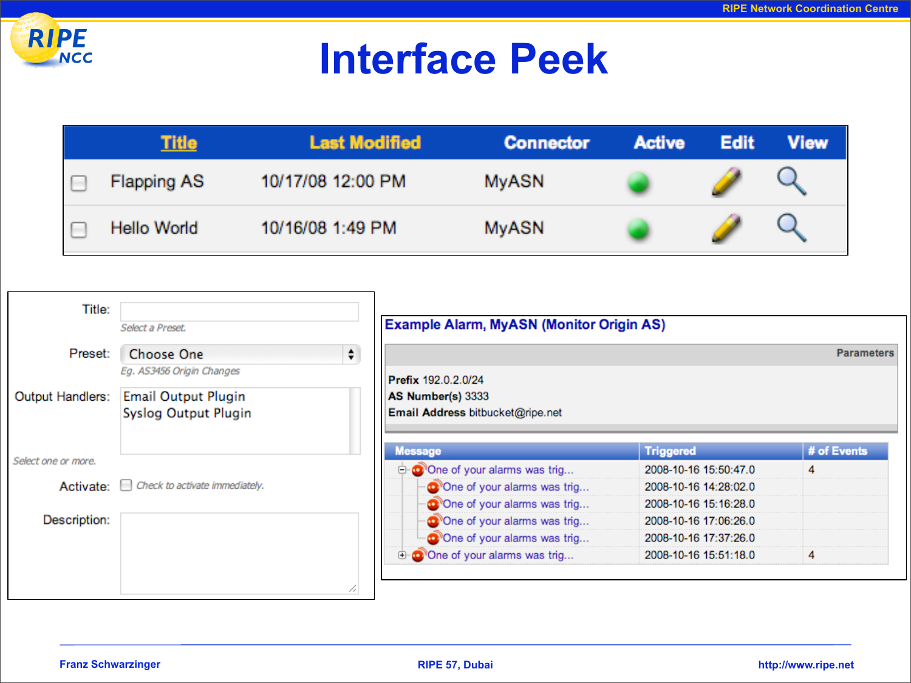# Interface Peek

| | Title | Last Modified | Connector | Active | Edit | View |
|---|---|---|---|---|---|---|
| ☐ | Flapping AS | 10/17/08 12:00 PM | MyASN | | | |
| ☐ | Hello World | 10/16/08 1:49 PM | MyASN | | | |

Title:

*Select a Preset.*

Preset: Choose One

*Eg. AS3456 Origin Changes*

Output Handlers:
- Email Output Plugin
- Syslog Output Plugin

*Select one or more.*

Activate: ☐ *Check to activate immediately.*

Description:

**Example Alarm, MyASN (Monitor Origin AS)**

**Parameters**

**Prefix** 192.0.2.0/24
**AS Number(s)** 3333
**Email Address** bitbucket@ripe.net

| Message | Triggered | # of Events |
|---|---|---|
| One of your alarms was trig... | 2008-10-16 15:50:47.0 | 4 |
| One of your alarms was trig... | 2008-10-16 14:28:02.0 | |
| One of your alarms was trig... | 2008-10-16 15:16:28.0 | |
| One of your alarms was trig... | 2008-10-16 17:06:26.0 | |
| One of your alarms was trig... | 2008-10-16 17:37:26.0 | |
| One of your alarms was trig... | 2008-10-16 15:51:18.0 | 4 |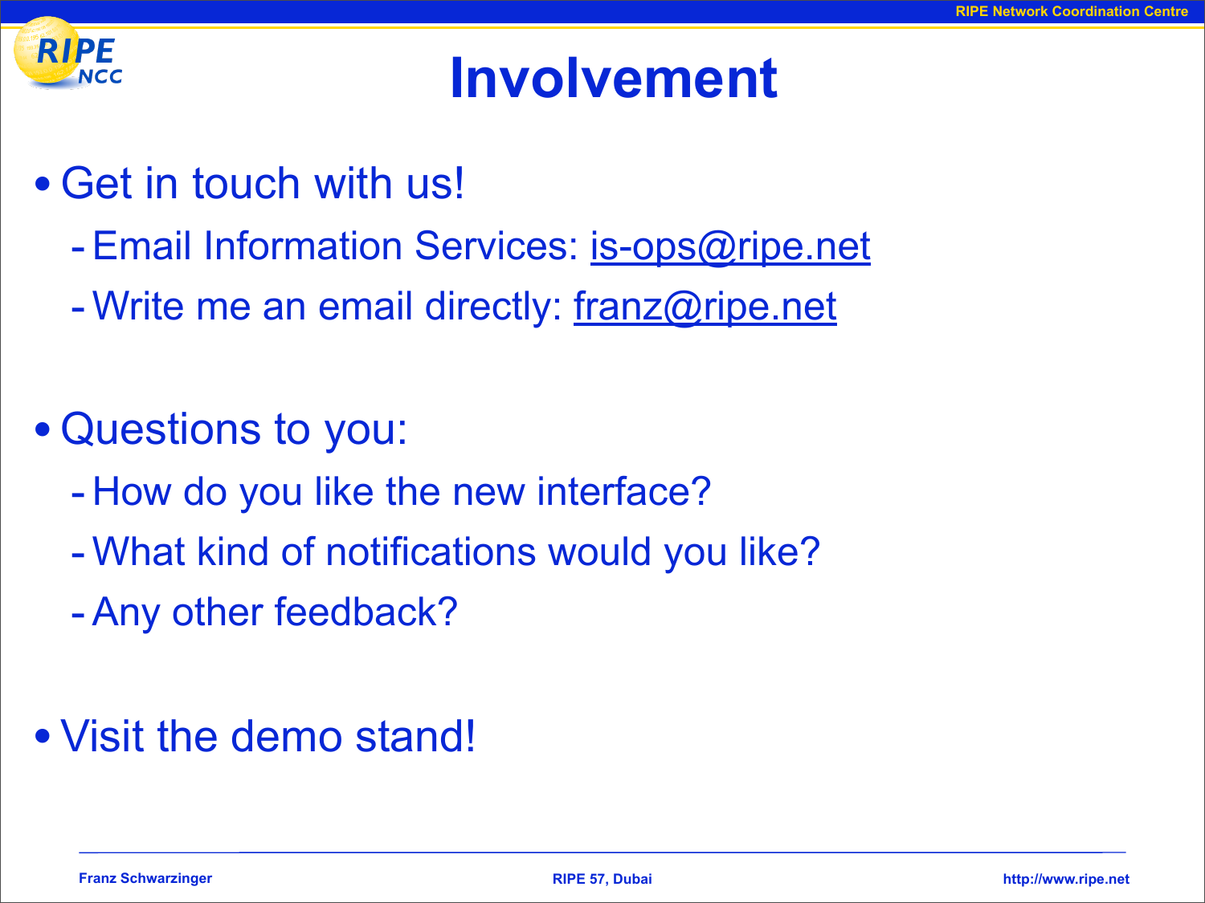# Involvement

- Get in touch with us!
  - Email Information Services: is-ops@ripe.net
  - Write me an email directly: franz@ripe.net

- Questions to you:
  - How do you like the new interface?
  - What kind of notifications would you like?
  - Any other feedback?

- Visit the demo stand!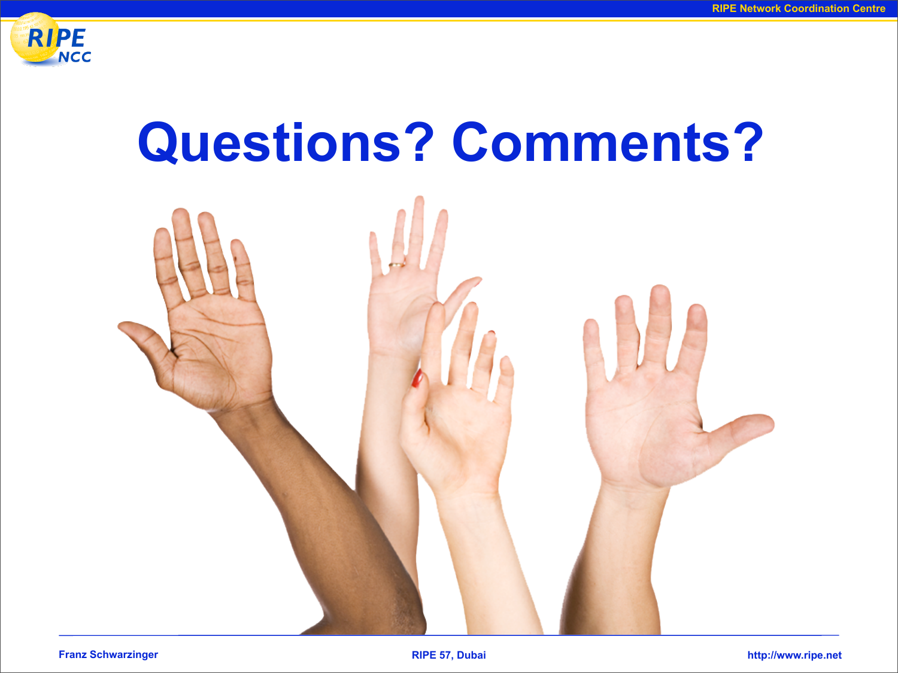# Questions? Comments?